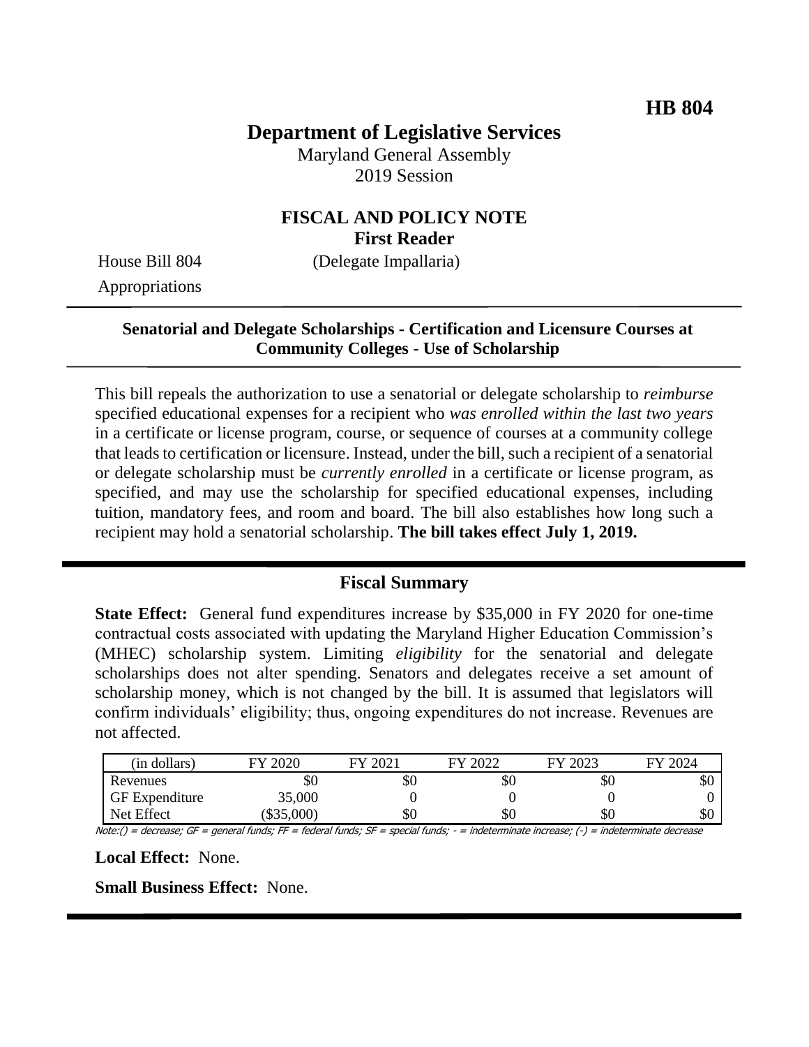**HB 804**

# Department of Legislative Services

Maryland General Assembly
2019 Session

## FISCAL AND POLICY NOTE
**First Reader**

House Bill 804 (Delegate Impallaria)
Appropriations

---

**Senatorial and Delegate Scholarships - Certification and Licensure Courses at Community Colleges - Use of Scholarship**

---

This bill repeals the authorization to use a senatorial or delegate scholarship to *reimburse* specified educational expenses for a recipient who *was enrolled within the last two years* in a certificate or license program, course, or sequence of courses at a community college that leads to certification or licensure. Instead, under the bill, such a recipient of a senatorial or delegate scholarship must be *currently enrolled* in a certificate or license program, as specified, and may use the scholarship for specified educational expenses, including tuition, mandatory fees, and room and board. The bill also establishes how long such a recipient may hold a senatorial scholarship. **The bill takes effect July 1, 2019.**

---

## Fiscal Summary

**State Effect:** General fund expenditures increase by $35,000 in FY 2020 for one-time contractual costs associated with updating the Maryland Higher Education Commission's (MHEC) scholarship system. Limiting *eligibility* for the senatorial and delegate scholarships does not alter spending. Senators and delegates receive a set amount of scholarship money, which is not changed by the bill. It is assumed that legislators will confirm individuals' eligibility; thus, ongoing expenditures do not increase. Revenues are not affected.

| (in dollars) | FY 2020 | FY 2021 | FY 2022 | FY 2023 | FY 2024 |
|---|---|---|---|---|---|
| Revenues | $0 | $0 | $0 | $0 | $0 |
| GF Expenditure | 35,000 | 0 | 0 | 0 | 0 |
| Net Effect | ($35,000) | $0 | $0 | $0 | $0 |

Note:() = decrease; GF = general funds; FF = federal funds; SF = special funds; - = indeterminate increase; (-) = indeterminate decrease

**Local Effect:** None.

**Small Business Effect:** None.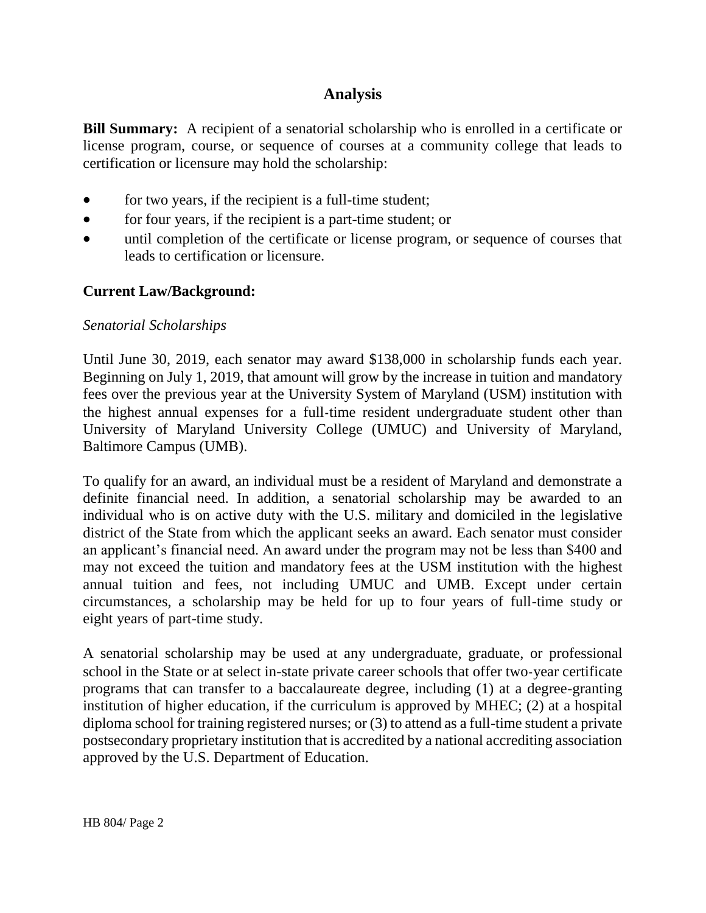## Analysis

**Bill Summary:** A recipient of a senatorial scholarship who is enrolled in a certificate or license program, course, or sequence of courses at a community college that leads to certification or licensure may hold the scholarship:

- for two years, if the recipient is a full-time student;
- for four years, if the recipient is a part-time student; or
- until completion of the certificate or license program, or sequence of courses that leads to certification or licensure.

**Current Law/Background:**

*Senatorial Scholarships*

Until June 30, 2019, each senator may award $138,000 in scholarship funds each year. Beginning on July 1, 2019, that amount will grow by the increase in tuition and mandatory fees over the previous year at the University System of Maryland (USM) institution with the highest annual expenses for a full-time resident undergraduate student other than University of Maryland University College (UMUC) and University of Maryland, Baltimore Campus (UMB).

To qualify for an award, an individual must be a resident of Maryland and demonstrate a definite financial need. In addition, a senatorial scholarship may be awarded to an individual who is on active duty with the U.S. military and domiciled in the legislative district of the State from which the applicant seeks an award. Each senator must consider an applicant's financial need. An award under the program may not be less than $400 and may not exceed the tuition and mandatory fees at the USM institution with the highest annual tuition and fees, not including UMUC and UMB. Except under certain circumstances, a scholarship may be held for up to four years of full-time study or eight years of part-time study.

A senatorial scholarship may be used at any undergraduate, graduate, or professional school in the State or at select in-state private career schools that offer two-year certificate programs that can transfer to a baccalaureate degree, including (1) at a degree-granting institution of higher education, if the curriculum is approved by MHEC; (2) at a hospital diploma school for training registered nurses; or (3) to attend as a full-time student a private postsecondary proprietary institution that is accredited by a national accrediting association approved by the U.S. Department of Education.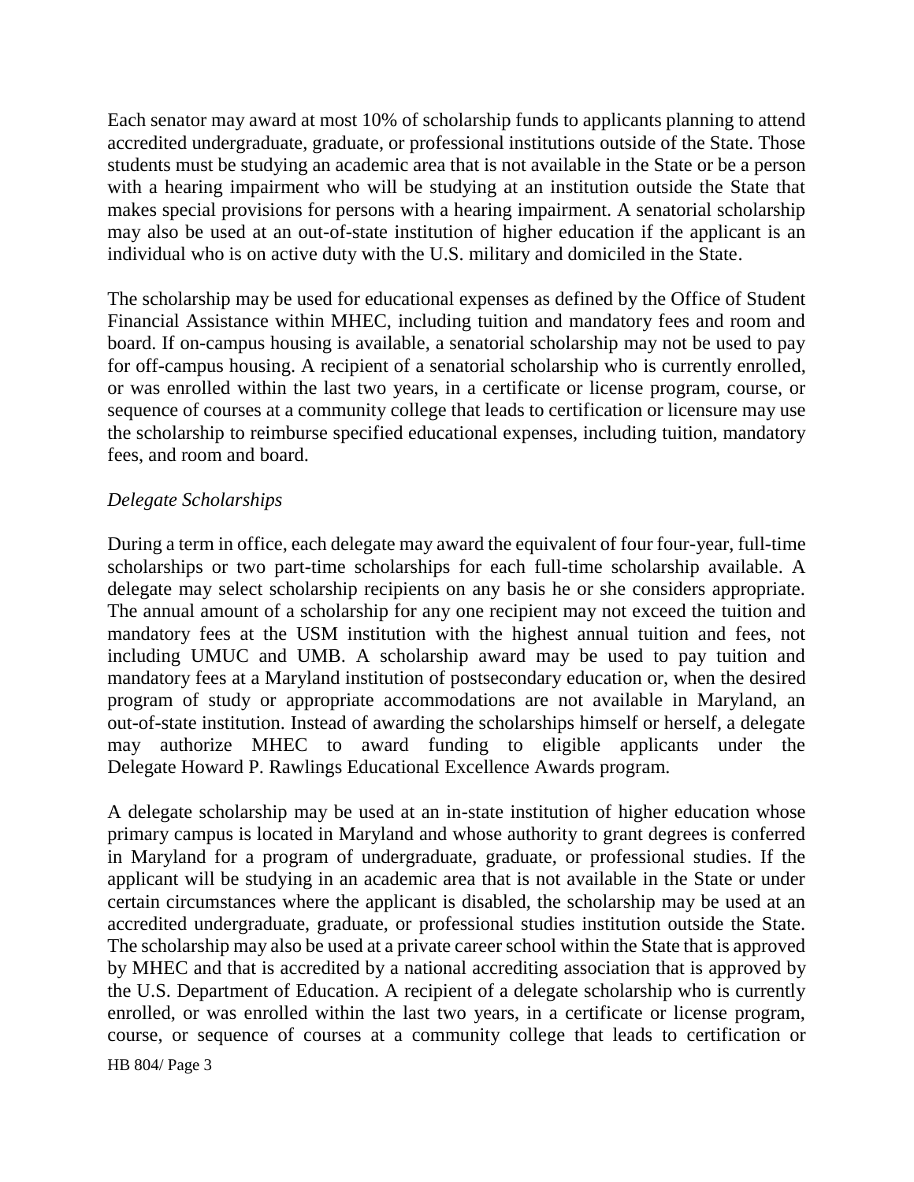Each senator may award at most 10% of scholarship funds to applicants planning to attend accredited undergraduate, graduate, or professional institutions outside of the State. Those students must be studying an academic area that is not available in the State or be a person with a hearing impairment who will be studying at an institution outside the State that makes special provisions for persons with a hearing impairment. A senatorial scholarship may also be used at an out-of-state institution of higher education if the applicant is an individual who is on active duty with the U.S. military and domiciled in the State.

The scholarship may be used for educational expenses as defined by the Office of Student Financial Assistance within MHEC, including tuition and mandatory fees and room and board. If on-campus housing is available, a senatorial scholarship may not be used to pay for off-campus housing. A recipient of a senatorial scholarship who is currently enrolled, or was enrolled within the last two years, in a certificate or license program, course, or sequence of courses at a community college that leads to certification or licensure may use the scholarship to reimburse specified educational expenses, including tuition, mandatory fees, and room and board.

*Delegate Scholarships*

During a term in office, each delegate may award the equivalent of four four-year, full-time scholarships or two part-time scholarships for each full-time scholarship available. A delegate may select scholarship recipients on any basis he or she considers appropriate. The annual amount of a scholarship for any one recipient may not exceed the tuition and mandatory fees at the USM institution with the highest annual tuition and fees, not including UMUC and UMB. A scholarship award may be used to pay tuition and mandatory fees at a Maryland institution of postsecondary education or, when the desired program of study or appropriate accommodations are not available in Maryland, an out-of-state institution. Instead of awarding the scholarships himself or herself, a delegate may authorize MHEC to award funding to eligible applicants under the Delegate Howard P. Rawlings Educational Excellence Awards program.

A delegate scholarship may be used at an in-state institution of higher education whose primary campus is located in Maryland and whose authority to grant degrees is conferred in Maryland for a program of undergraduate, graduate, or professional studies. If the applicant will be studying in an academic area that is not available in the State or under certain circumstances where the applicant is disabled, the scholarship may be used at an accredited undergraduate, graduate, or professional studies institution outside the State. The scholarship may also be used at a private career school within the State that is approved by MHEC and that is accredited by a national accrediting association that is approved by the U.S. Department of Education. A recipient of a delegate scholarship who is currently enrolled, or was enrolled within the last two years, in a certificate or license program, course, or sequence of courses at a community college that leads to certification or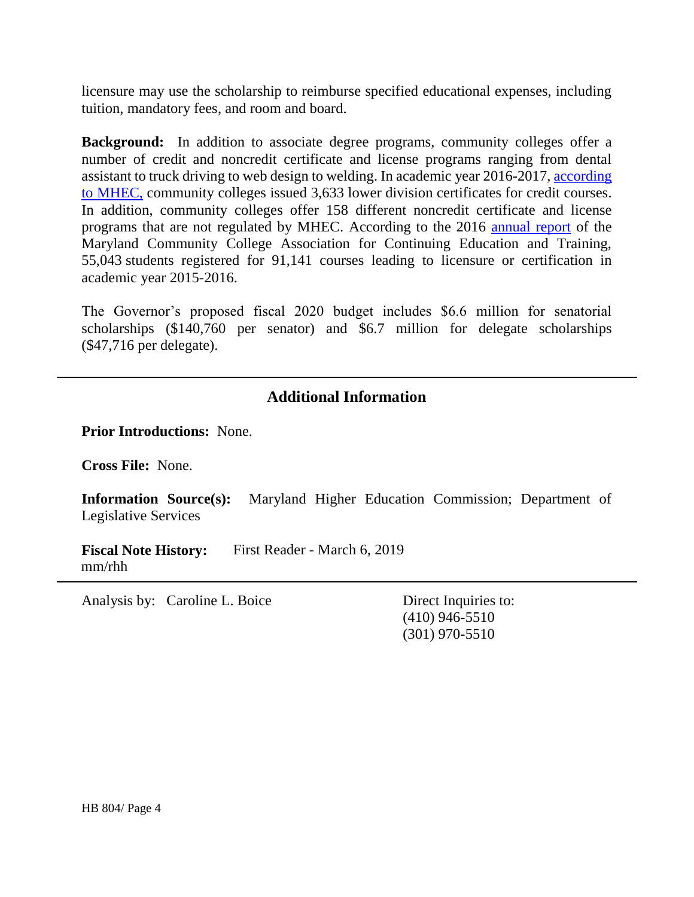licensure may use the scholarship to reimburse specified educational expenses, including tuition, mandatory fees, and room and board.

**Background:** In addition to associate degree programs, community colleges offer a number of credit and noncredit certificate and license programs ranging from dental assistant to truck driving to web design to welding. In academic year 2016-2017, according to MHEC, community colleges issued 3,633 lower division certificates for credit courses. In addition, community colleges offer 158 different noncredit certificate and license programs that are not regulated by MHEC. According to the 2016 annual report of the Maryland Community College Association for Continuing Education and Training, 55,043 students registered for 91,141 courses leading to licensure or certification in academic year 2015-2016.

The Governor's proposed fiscal 2020 budget includes $6.6 million for senatorial scholarships ($140,760 per senator) and $6.7 million for delegate scholarships ($47,716 per delegate).

## Additional Information

**Prior Introductions:** None.

**Cross File:** None.

**Information Source(s):** Maryland Higher Education Commission; Department of Legislative Services

**Fiscal Note History:** First Reader - March 6, 2019
mm/rhh

Analysis by: Caroline L. Boice

Direct Inquiries to:
(410) 946-5510
(301) 970-5510